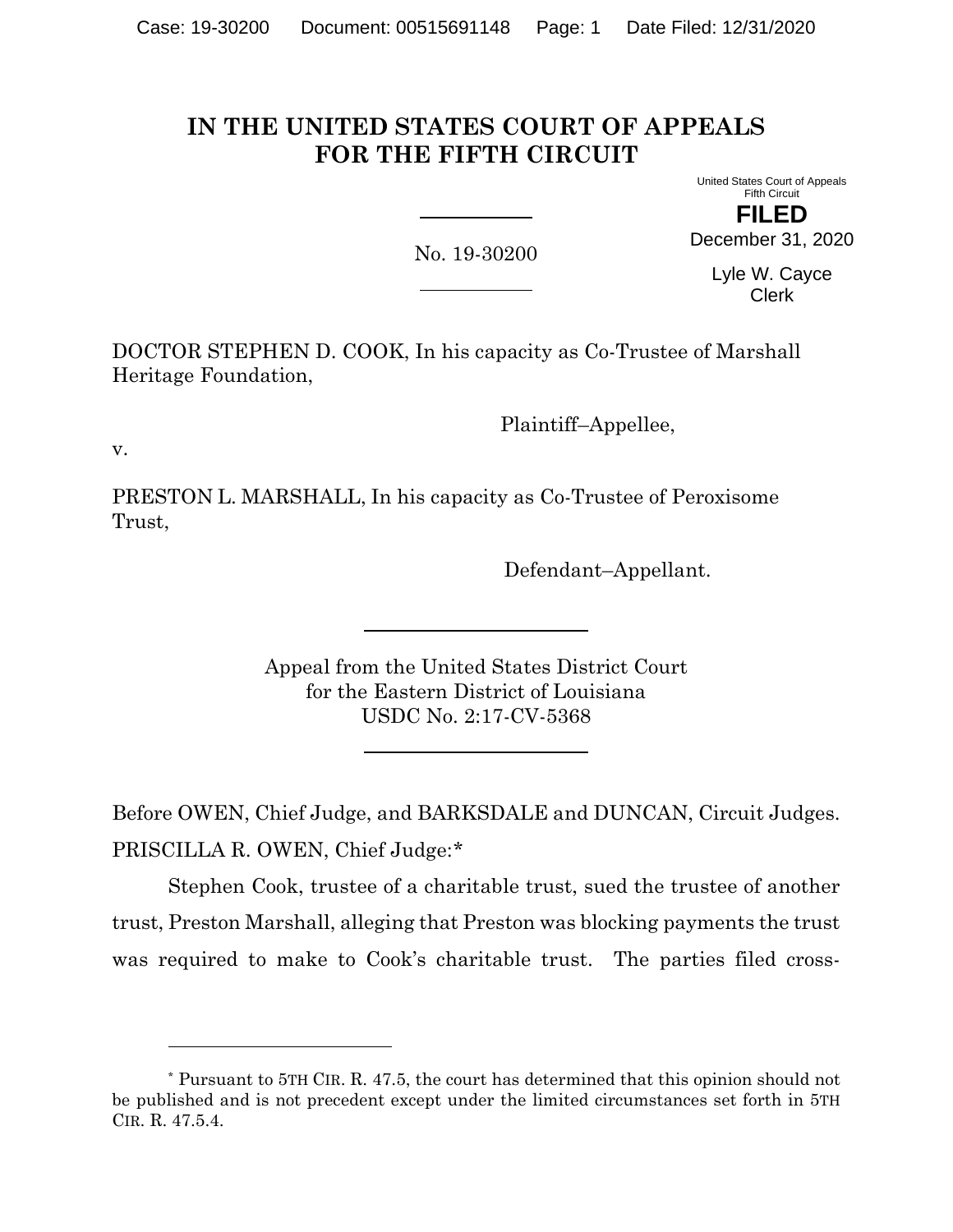# IN THE UNITED STATES COURT OF APPEALS FOR THE FIFTH CIRCUIT

United States Court of Appeals
Fifth Circuit

**FILED**

December 31, 2020

Lyle W. Cayce
Clerk

No. 19-30200

DOCTOR STEPHEN D. COOK, In his capacity as Co-Trustee of Marshall Heritage Foundation,

Plaintiff–Appellee,

v.

PRESTON L. MARSHALL, In his capacity as Co-Trustee of Peroxisome Trust,

Defendant–Appellant.

Appeal from the United States District Court
for the Eastern District of Louisiana
USDC No. 2:17-CV-5368

Before OWEN, Chief Judge, and BARKSDALE and DUNCAN, Circuit Judges.

PRISCILLA R. OWEN, Chief Judge:*

Stephen Cook, trustee of a charitable trust, sued the trustee of another trust, Preston Marshall, alleging that Preston was blocking payments the trust was required to make to Cook's charitable trust. The parties filed cross-

* Pursuant to 5TH CIR. R. 47.5, the court has determined that this opinion should not be published and is not precedent except under the limited circumstances set forth in 5TH CIR. R. 47.5.4.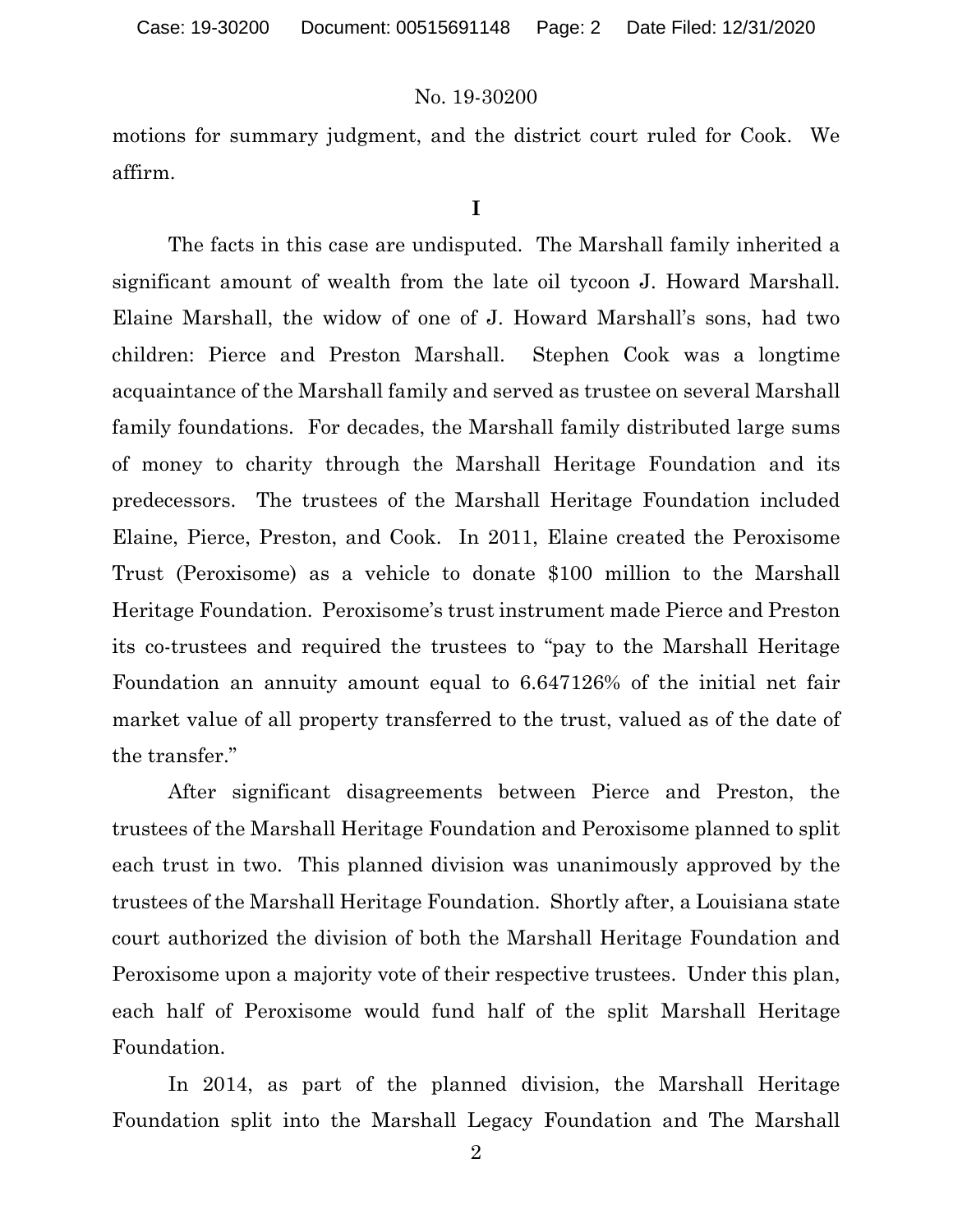motions for summary judgment, and the district court ruled for Cook. We affirm.

## I

The facts in this case are undisputed. The Marshall family inherited a significant amount of wealth from the late oil tycoon J. Howard Marshall. Elaine Marshall, the widow of one of J. Howard Marshall's sons, had two children: Pierce and Preston Marshall. Stephen Cook was a longtime acquaintance of the Marshall family and served as trustee on several Marshall family foundations. For decades, the Marshall family distributed large sums of money to charity through the Marshall Heritage Foundation and its predecessors. The trustees of the Marshall Heritage Foundation included Elaine, Pierce, Preston, and Cook. In 2011, Elaine created the Peroxisome Trust (Peroxisome) as a vehicle to donate $100 million to the Marshall Heritage Foundation. Peroxisome's trust instrument made Pierce and Preston its co-trustees and required the trustees to "pay to the Marshall Heritage Foundation an annuity amount equal to 6.647126% of the initial net fair market value of all property transferred to the trust, valued as of the date of the transfer."

After significant disagreements between Pierce and Preston, the trustees of the Marshall Heritage Foundation and Peroxisome planned to split each trust in two. This planned division was unanimously approved by the trustees of the Marshall Heritage Foundation. Shortly after, a Louisiana state court authorized the division of both the Marshall Heritage Foundation and Peroxisome upon a majority vote of their respective trustees. Under this plan, each half of Peroxisome would fund half of the split Marshall Heritage Foundation.

In 2014, as part of the planned division, the Marshall Heritage Foundation split into the Marshall Legacy Foundation and The Marshall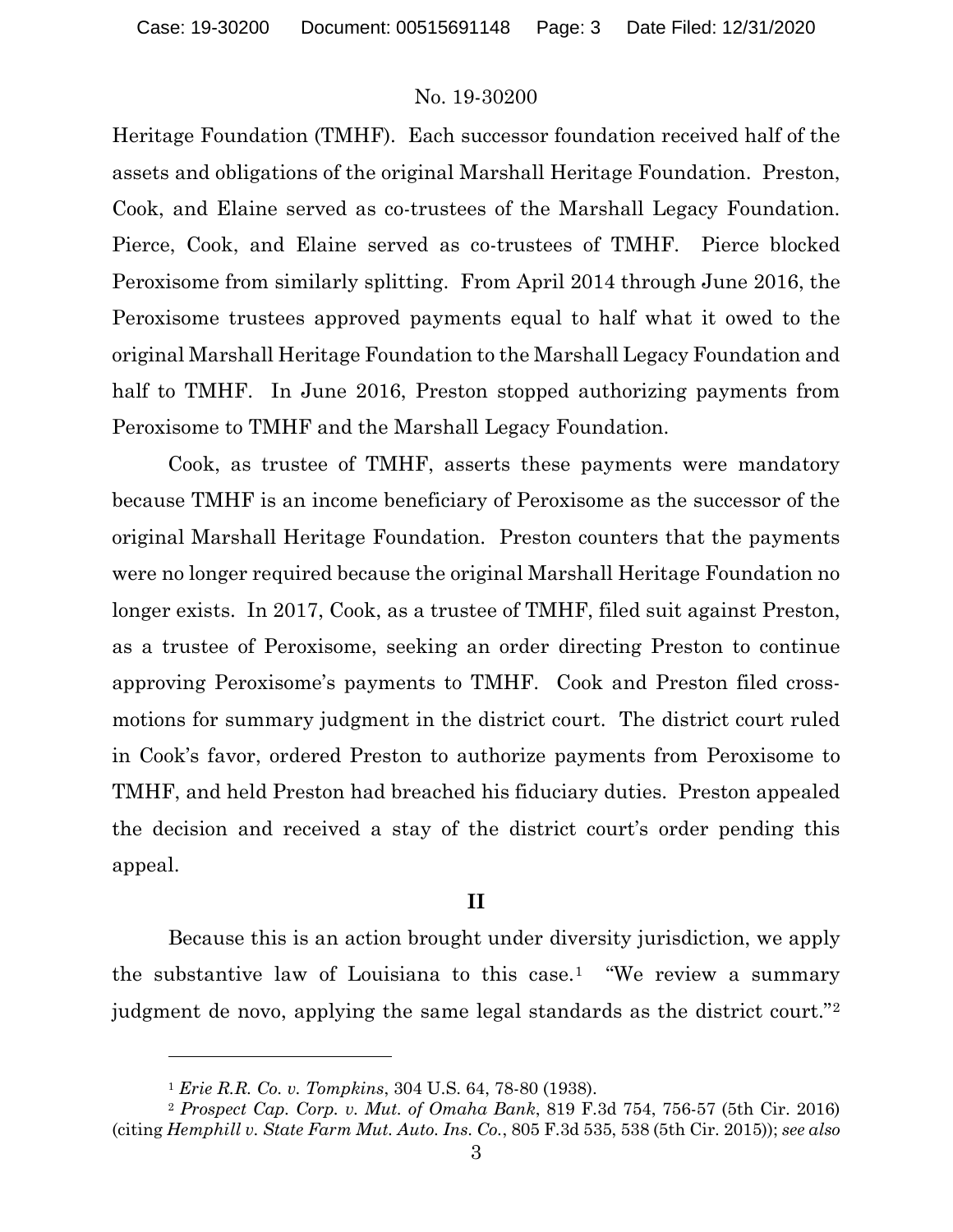Heritage Foundation (TMHF). Each successor foundation received half of the assets and obligations of the original Marshall Heritage Foundation. Preston, Cook, and Elaine served as co-trustees of the Marshall Legacy Foundation. Pierce, Cook, and Elaine served as co-trustees of TMHF. Pierce blocked Peroxisome from similarly splitting. From April 2014 through June 2016, the Peroxisome trustees approved payments equal to half what it owed to the original Marshall Heritage Foundation to the Marshall Legacy Foundation and half to TMHF. In June 2016, Preston stopped authorizing payments from Peroxisome to TMHF and the Marshall Legacy Foundation.

Cook, as trustee of TMHF, asserts these payments were mandatory because TMHF is an income beneficiary of Peroxisome as the successor of the original Marshall Heritage Foundation. Preston counters that the payments were no longer required because the original Marshall Heritage Foundation no longer exists. In 2017, Cook, as a trustee of TMHF, filed suit against Preston, as a trustee of Peroxisome, seeking an order directing Preston to continue approving Peroxisome's payments to TMHF. Cook and Preston filed cross-motions for summary judgment in the district court. The district court ruled in Cook's favor, ordered Preston to authorize payments from Peroxisome to TMHF, and held Preston had breached his fiduciary duties. Preston appealed the decision and received a stay of the district court's order pending this appeal.

## II

Because this is an action brought under diversity jurisdiction, we apply the substantive law of Louisiana to this case.[1] "We review a summary judgment de novo, applying the same legal standards as the district court."[2]

---

[1] *Erie R.R. Co. v. Tompkins*, 304 U.S. 64, 78-80 (1938).

[2] *Prospect Cap. Corp. v. Mut. of Omaha Bank*, 819 F.3d 754, 756-57 (5th Cir. 2016) (citing *Hemphill v. State Farm Mut. Auto. Ins. Co.*, 805 F.3d 535, 538 (5th Cir. 2015)); *see also*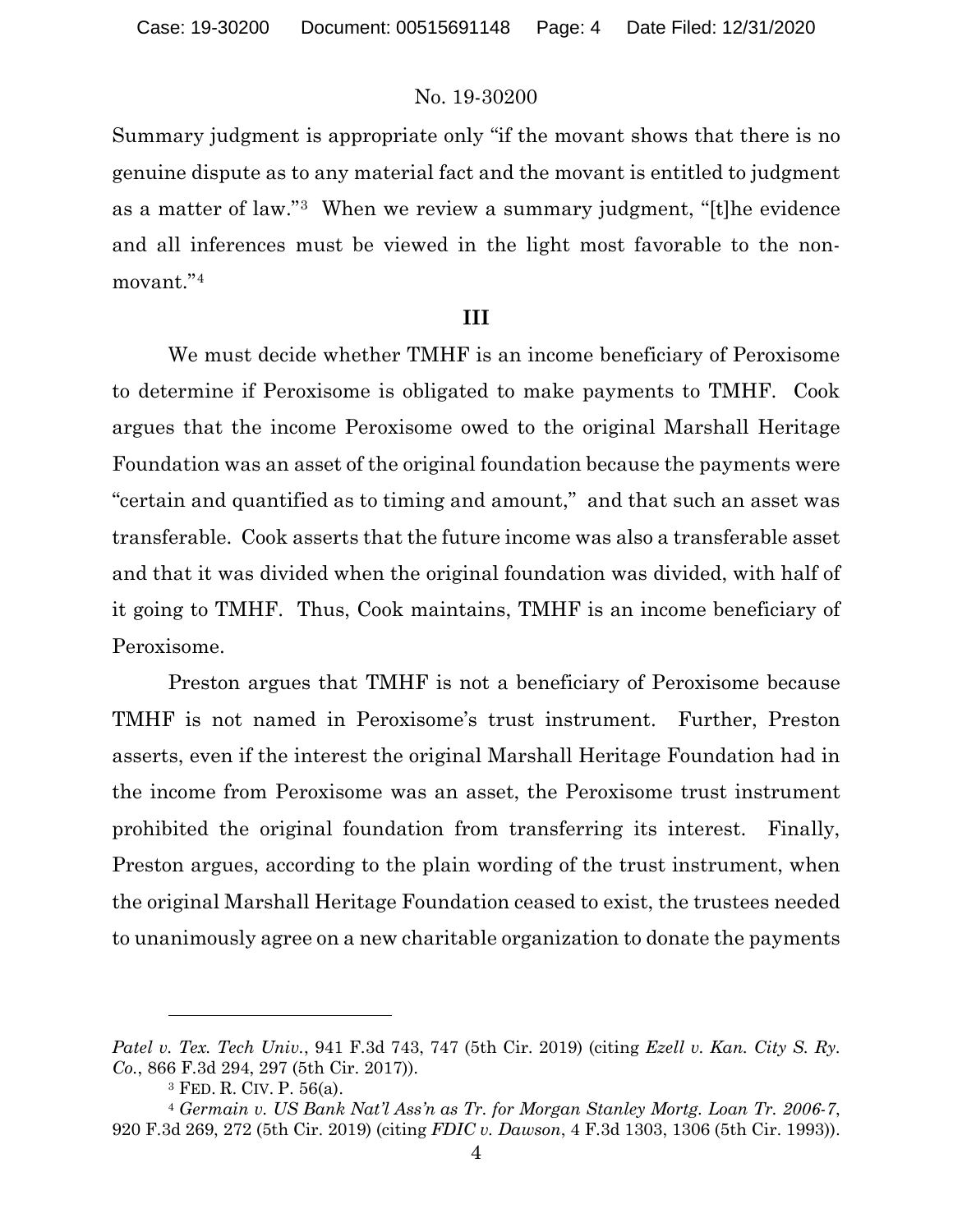Summary judgment is appropriate only "if the movant shows that there is no genuine dispute as to any material fact and the movant is entitled to judgment as a matter of law."[3] When we review a summary judgment, "[t]he evidence and all inferences must be viewed in the light most favorable to the non-movant."[4]

**III**

We must decide whether TMHF is an income beneficiary of Peroxisome to determine if Peroxisome is obligated to make payments to TMHF. Cook argues that the income Peroxisome owed to the original Marshall Heritage Foundation was an asset of the original foundation because the payments were "certain and quantified as to timing and amount," and that such an asset was transferable. Cook asserts that the future income was also a transferable asset and that it was divided when the original foundation was divided, with half of it going to TMHF. Thus, Cook maintains, TMHF is an income beneficiary of Peroxisome.

Preston argues that TMHF is not a beneficiary of Peroxisome because TMHF is not named in Peroxisome's trust instrument. Further, Preston asserts, even if the interest the original Marshall Heritage Foundation had in the income from Peroxisome was an asset, the Peroxisome trust instrument prohibited the original foundation from transferring its interest. Finally, Preston argues, according to the plain wording of the trust instrument, when the original Marshall Heritage Foundation ceased to exist, the trustees needed to unanimously agree on a new charitable organization to donate the payments

---

*Patel v. Tex. Tech Univ.*, 941 F.3d 743, 747 (5th Cir. 2019) (citing *Ezell v. Kan. City S. Ry. Co.*, 866 F.3d 294, 297 (5th Cir. 2017)).

[3] FED. R. CIV. P. 56(a).

[4] *Germain v. US Bank Nat'l Ass'n as Tr. for Morgan Stanley Mortg. Loan Tr. 2006-7*, 920 F.3d 269, 272 (5th Cir. 2019) (citing *FDIC v. Dawson*, 4 F.3d 1303, 1306 (5th Cir. 1993)).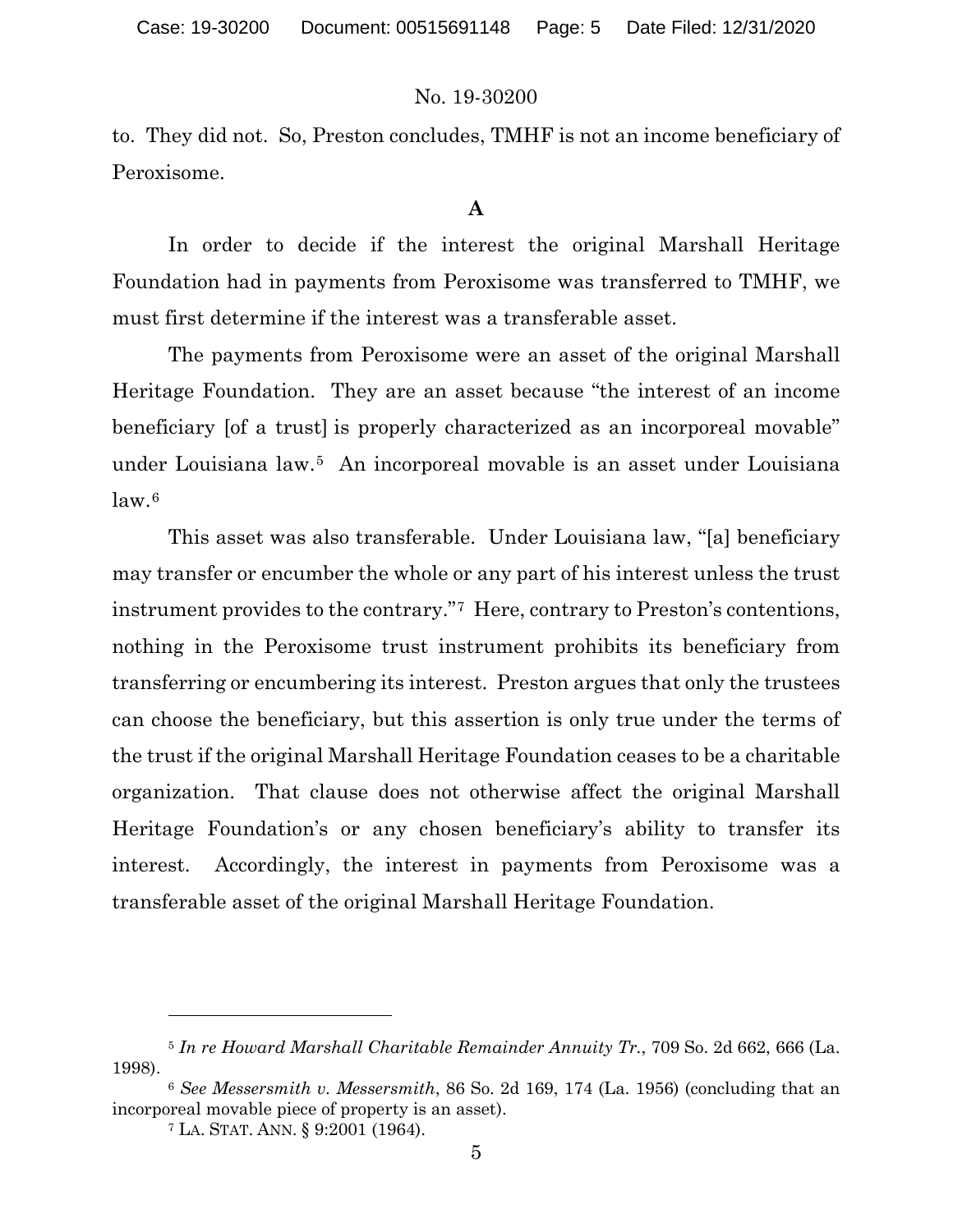to. They did not. So, Preston concludes, TMHF is not an income beneficiary of Peroxisome.

### A

In order to decide if the interest the original Marshall Heritage Foundation had in payments from Peroxisome was transferred to TMHF, we must first determine if the interest was a transferable asset.

The payments from Peroxisome were an asset of the original Marshall Heritage Foundation. They are an asset because "the interest of an income beneficiary [of a trust] is properly characterized as an incorporeal movable" under Louisiana law.[5] An incorporeal movable is an asset under Louisiana law.[6]

This asset was also transferable. Under Louisiana law, "[a] beneficiary may transfer or encumber the whole or any part of his interest unless the trust instrument provides to the contrary."[7] Here, contrary to Preston's contentions, nothing in the Peroxisome trust instrument prohibits its beneficiary from transferring or encumbering its interest. Preston argues that only the trustees can choose the beneficiary, but this assertion is only true under the terms of the trust if the original Marshall Heritage Foundation ceases to be a charitable organization. That clause does not otherwise affect the original Marshall Heritage Foundation's or any chosen beneficiary's ability to transfer its interest. Accordingly, the interest in payments from Peroxisome was a transferable asset of the original Marshall Heritage Foundation.

---

[5] *In re Howard Marshall Charitable Remainder Annuity Tr.*, 709 So. 2d 662, 666 (La. 1998).

[6] *See Messersmith v. Messersmith*, 86 So. 2d 169, 174 (La. 1956) (concluding that an incorporeal movable piece of property is an asset).

[7] LA. STAT. ANN. § 9:2001 (1964).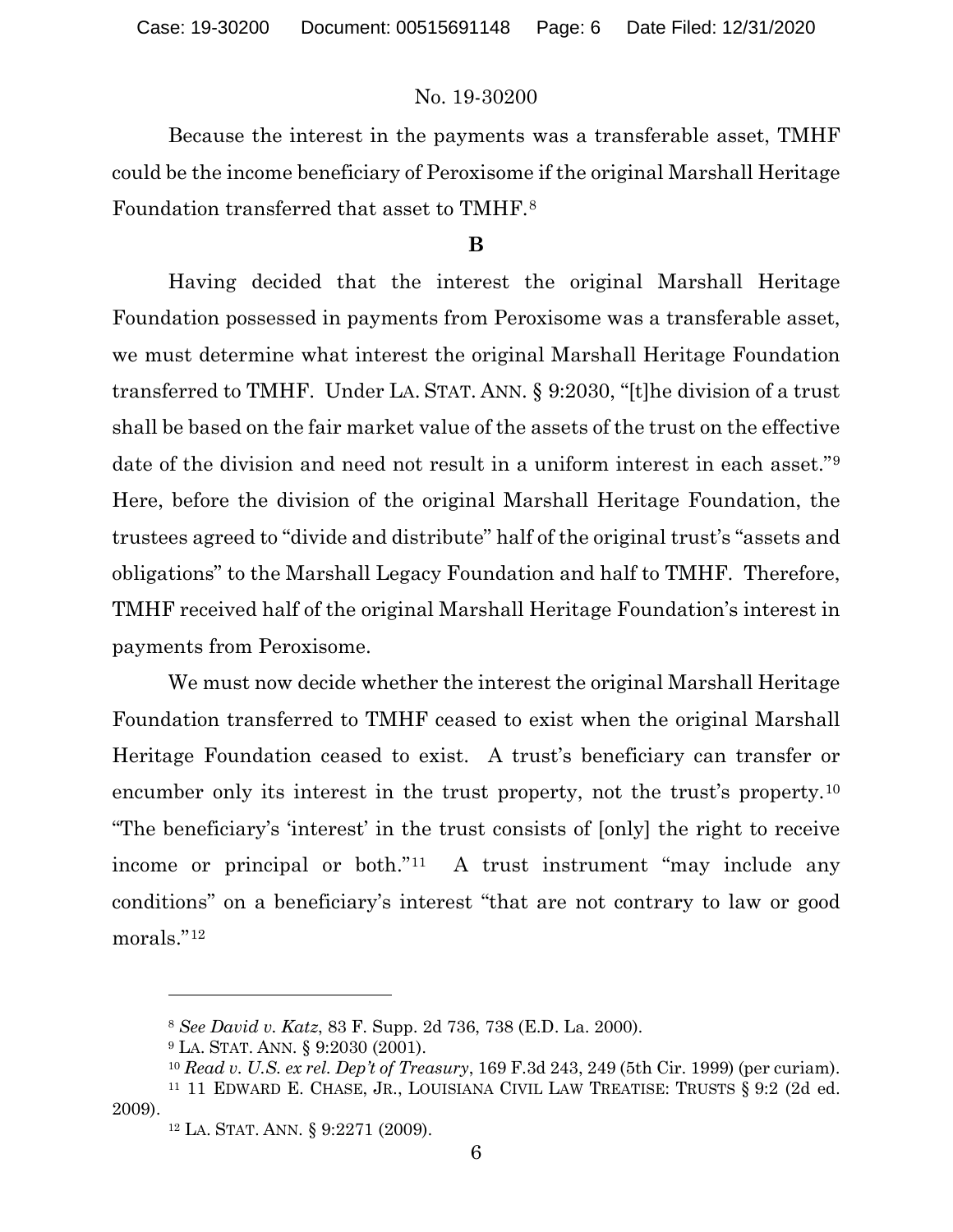Because the interest in the payments was a transferable asset, TMHF could be the income beneficiary of Peroxisome if the original Marshall Heritage Foundation transferred that asset to TMHF.[8]

**B**

Having decided that the interest the original Marshall Heritage Foundation possessed in payments from Peroxisome was a transferable asset, we must determine what interest the original Marshall Heritage Foundation transferred to TMHF. Under LA. STAT. ANN. § 9:2030, "[t]he division of a trust shall be based on the fair market value of the assets of the trust on the effective date of the division and need not result in a uniform interest in each asset."[9] Here, before the division of the original Marshall Heritage Foundation, the trustees agreed to "divide and distribute" half of the original trust's "assets and obligations" to the Marshall Legacy Foundation and half to TMHF. Therefore, TMHF received half of the original Marshall Heritage Foundation's interest in payments from Peroxisome.

We must now decide whether the interest the original Marshall Heritage Foundation transferred to TMHF ceased to exist when the original Marshall Heritage Foundation ceased to exist. A trust's beneficiary can transfer or encumber only its interest in the trust property, not the trust's property.[10] "The beneficiary's 'interest' in the trust consists of [only] the right to receive income or principal or both."[11] A trust instrument "may include any conditions" on a beneficiary's interest "that are not contrary to law or good morals."[12]

---

[8] *See David v. Katz*, 83 F. Supp. 2d 736, 738 (E.D. La. 2000).

[9] LA. STAT. ANN. § 9:2030 (2001).

[10] *Read v. U.S. ex rel. Dep't of Treasury*, 169 F.3d 243, 249 (5th Cir. 1999) (per curiam).

[11] 11 EDWARD E. CHASE, JR., LOUISIANA CIVIL LAW TREATISE: TRUSTS § 9:2 (2d ed. 2009).

[12] LA. STAT. ANN. § 9:2271 (2009).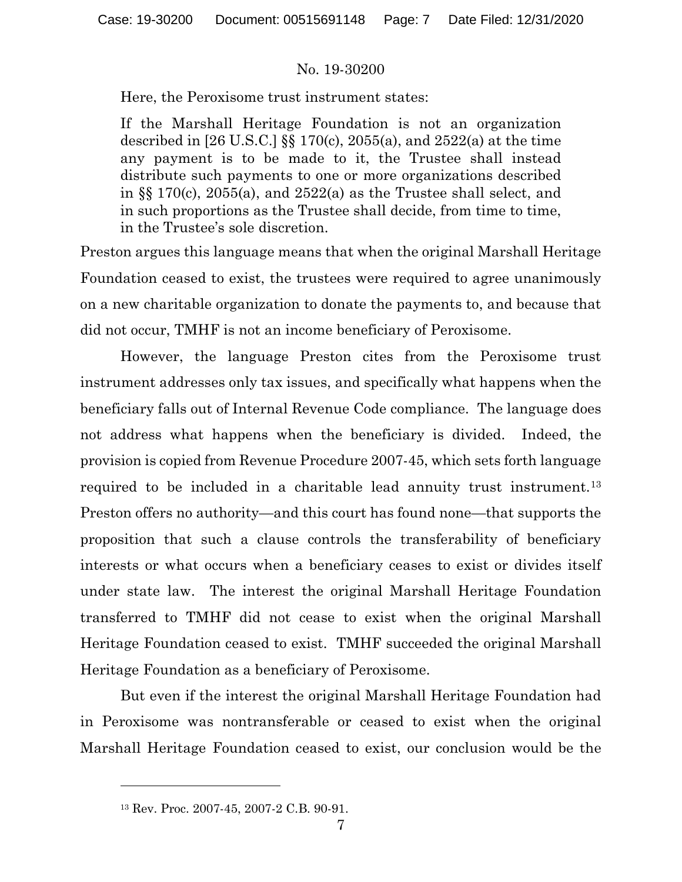Here, the Peroxisome trust instrument states:

> If the Marshall Heritage Foundation is not an organization described in [26 U.S.C.] §§ 170(c), 2055(a), and 2522(a) at the time any payment is to be made to it, the Trustee shall instead distribute such payments to one or more organizations described in §§ 170(c), 2055(a), and 2522(a) as the Trustee shall select, and in such proportions as the Trustee shall decide, from time to time, in the Trustee's sole discretion.

Preston argues this language means that when the original Marshall Heritage Foundation ceased to exist, the trustees were required to agree unanimously on a new charitable organization to donate the payments to, and because that did not occur, TMHF is not an income beneficiary of Peroxisome.

However, the language Preston cites from the Peroxisome trust instrument addresses only tax issues, and specifically what happens when the beneficiary falls out of Internal Revenue Code compliance. The language does not address what happens when the beneficiary is divided. Indeed, the provision is copied from Revenue Procedure 2007-45, which sets forth language required to be included in a charitable lead annuity trust instrument.[13] Preston offers no authority—and this court has found none—that supports the proposition that such a clause controls the transferability of beneficiary interests or what occurs when a beneficiary ceases to exist or divides itself under state law. The interest the original Marshall Heritage Foundation transferred to TMHF did not cease to exist when the original Marshall Heritage Foundation ceased to exist. TMHF succeeded the original Marshall Heritage Foundation as a beneficiary of Peroxisome.

But even if the interest the original Marshall Heritage Foundation had in Peroxisome was nontransferable or ceased to exist when the original Marshall Heritage Foundation ceased to exist, our conclusion would be the

[13] Rev. Proc. 2007-45, 2007-2 C.B. 90-91.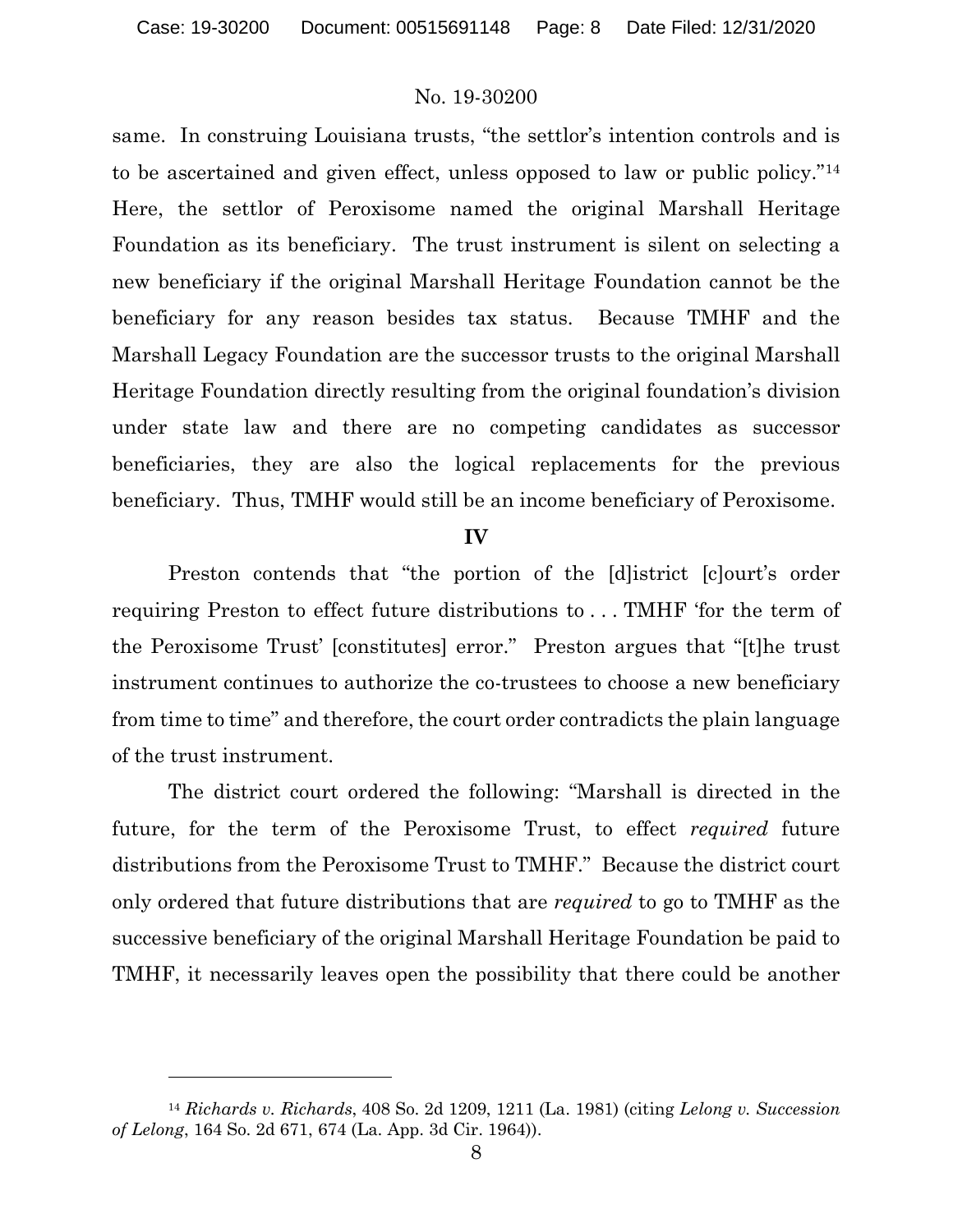same. In construing Louisiana trusts, "the settlor's intention controls and is to be ascertained and given effect, unless opposed to law or public policy."[14] Here, the settlor of Peroxisome named the original Marshall Heritage Foundation as its beneficiary. The trust instrument is silent on selecting a new beneficiary if the original Marshall Heritage Foundation cannot be the beneficiary for any reason besides tax status. Because TMHF and the Marshall Legacy Foundation are the successor trusts to the original Marshall Heritage Foundation directly resulting from the original foundation's division under state law and there are no competing candidates as successor beneficiaries, they are also the logical replacements for the previous beneficiary. Thus, TMHF would still be an income beneficiary of Peroxisome.

**IV**

Preston contends that "the portion of the [d]istrict [c]ourt's order requiring Preston to effect future distributions to . . . TMHF 'for the term of the Peroxisome Trust' [constitutes] error." Preston argues that "[t]he trust instrument continues to authorize the co-trustees to choose a new beneficiary from time to time" and therefore, the court order contradicts the plain language of the trust instrument.

The district court ordered the following: "Marshall is directed in the future, for the term of the Peroxisome Trust, to effect *required* future distributions from the Peroxisome Trust to TMHF." Because the district court only ordered that future distributions that are *required* to go to TMHF as the successive beneficiary of the original Marshall Heritage Foundation be paid to TMHF, it necessarily leaves open the possibility that there could be another

---

[14] *Richards v. Richards*, 408 So. 2d 1209, 1211 (La. 1981) (citing *Lelong v. Succession of Lelong*, 164 So. 2d 671, 674 (La. App. 3d Cir. 1964)).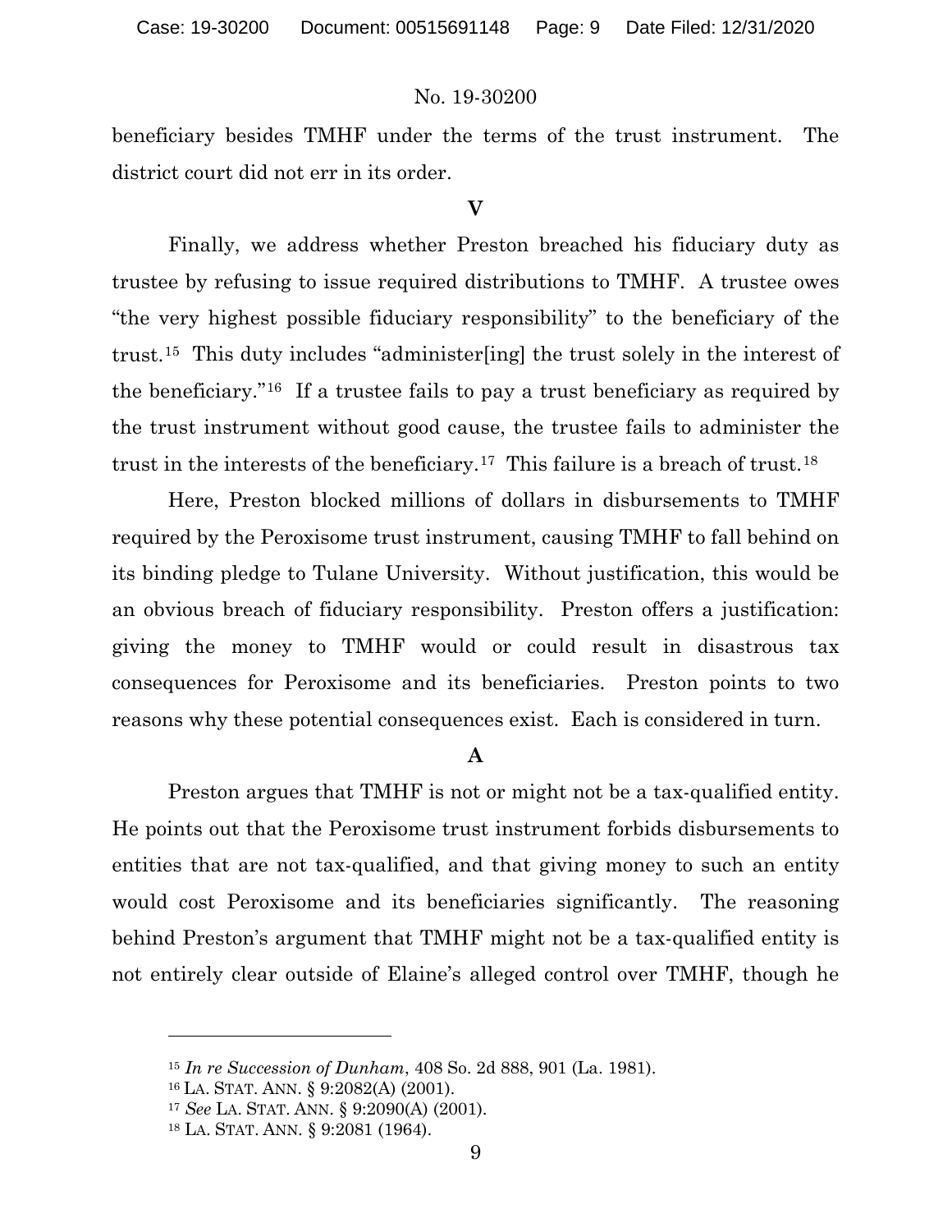beneficiary besides TMHF under the terms of the trust instrument. The district court did not err in its order.

## V

Finally, we address whether Preston breached his fiduciary duty as trustee by refusing to issue required distributions to TMHF. A trustee owes "the very highest possible fiduciary responsibility" to the beneficiary of the trust.[15] This duty includes "administer[ing] the trust solely in the interest of the beneficiary."[16] If a trustee fails to pay a trust beneficiary as required by the trust instrument without good cause, the trustee fails to administer the trust in the interests of the beneficiary.[17] This failure is a breach of trust.[18]

Here, Preston blocked millions of dollars in disbursements to TMHF required by the Peroxisome trust instrument, causing TMHF to fall behind on its binding pledge to Tulane University. Without justification, this would be an obvious breach of fiduciary responsibility. Preston offers a justification: giving the money to TMHF would or could result in disastrous tax consequences for Peroxisome and its beneficiaries. Preston points to two reasons why these potential consequences exist. Each is considered in turn.

### A

Preston argues that TMHF is not or might not be a tax-qualified entity. He points out that the Peroxisome trust instrument forbids disbursements to entities that are not tax-qualified, and that giving money to such an entity would cost Peroxisome and its beneficiaries significantly. The reasoning behind Preston's argument that TMHF might not be a tax-qualified entity is not entirely clear outside of Elaine's alleged control over TMHF, though he

---

[15] *In re Succession of Dunham*, 408 So. 2d 888, 901 (La. 1981).

[16] LA. STAT. ANN. § 9:2082(A) (2001).

[17] *See* LA. STAT. ANN. § 9:2090(A) (2001).

[18] LA. STAT. ANN. § 9:2081 (1964).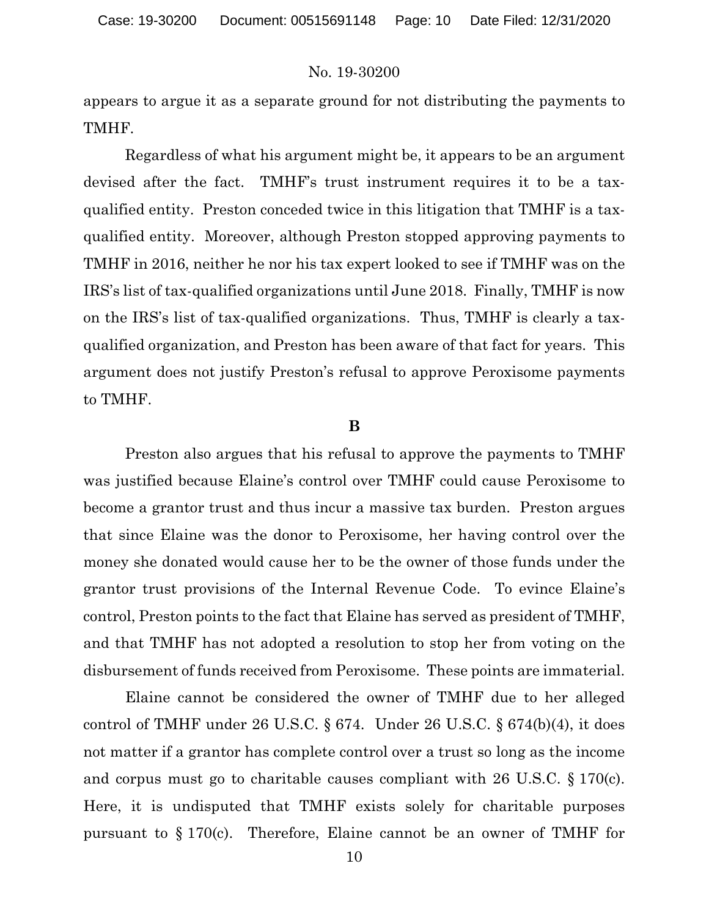appears to argue it as a separate ground for not distributing the payments to TMHF.

Regardless of what his argument might be, it appears to be an argument devised after the fact. TMHF's trust instrument requires it to be a tax-qualified entity. Preston conceded twice in this litigation that TMHF is a tax-qualified entity. Moreover, although Preston stopped approving payments to TMHF in 2016, neither he nor his tax expert looked to see if TMHF was on the IRS's list of tax-qualified organizations until June 2018. Finally, TMHF is now on the IRS's list of tax-qualified organizations. Thus, TMHF is clearly a tax-qualified organization, and Preston has been aware of that fact for years. This argument does not justify Preston's refusal to approve Peroxisome payments to TMHF.

## B

Preston also argues that his refusal to approve the payments to TMHF was justified because Elaine's control over TMHF could cause Peroxisome to become a grantor trust and thus incur a massive tax burden. Preston argues that since Elaine was the donor to Peroxisome, her having control over the money she donated would cause her to be the owner of those funds under the grantor trust provisions of the Internal Revenue Code. To evince Elaine's control, Preston points to the fact that Elaine has served as president of TMHF, and that TMHF has not adopted a resolution to stop her from voting on the disbursement of funds received from Peroxisome. These points are immaterial.

Elaine cannot be considered the owner of TMHF due to her alleged control of TMHF under 26 U.S.C. § 674. Under 26 U.S.C. § 674(b)(4), it does not matter if a grantor has complete control over a trust so long as the income and corpus must go to charitable causes compliant with 26 U.S.C. § 170(c). Here, it is undisputed that TMHF exists solely for charitable purposes pursuant to § 170(c). Therefore, Elaine cannot be an owner of TMHF for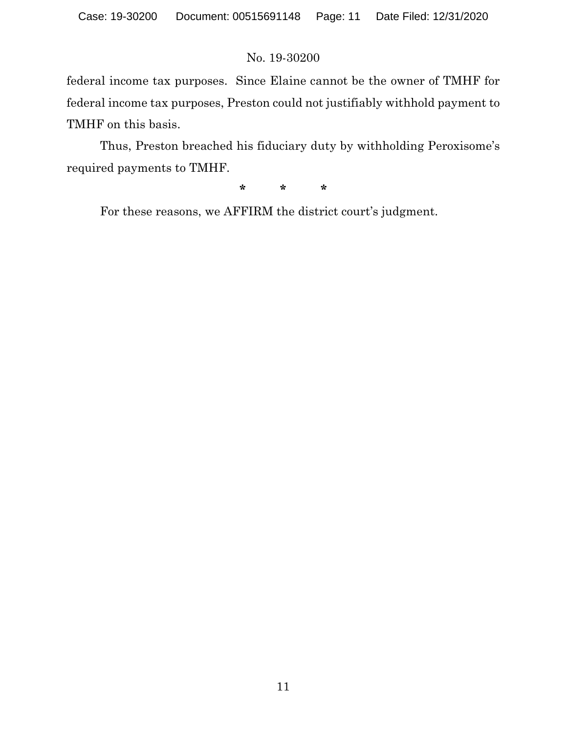federal income tax purposes. Since Elaine cannot be the owner of TMHF for federal income tax purposes, Preston could not justifiably withhold payment to TMHF on this basis.

Thus, Preston breached his fiduciary duty by withholding Peroxisome's required payments to TMHF.

\* \* \*

For these reasons, we AFFIRM the district court's judgment.